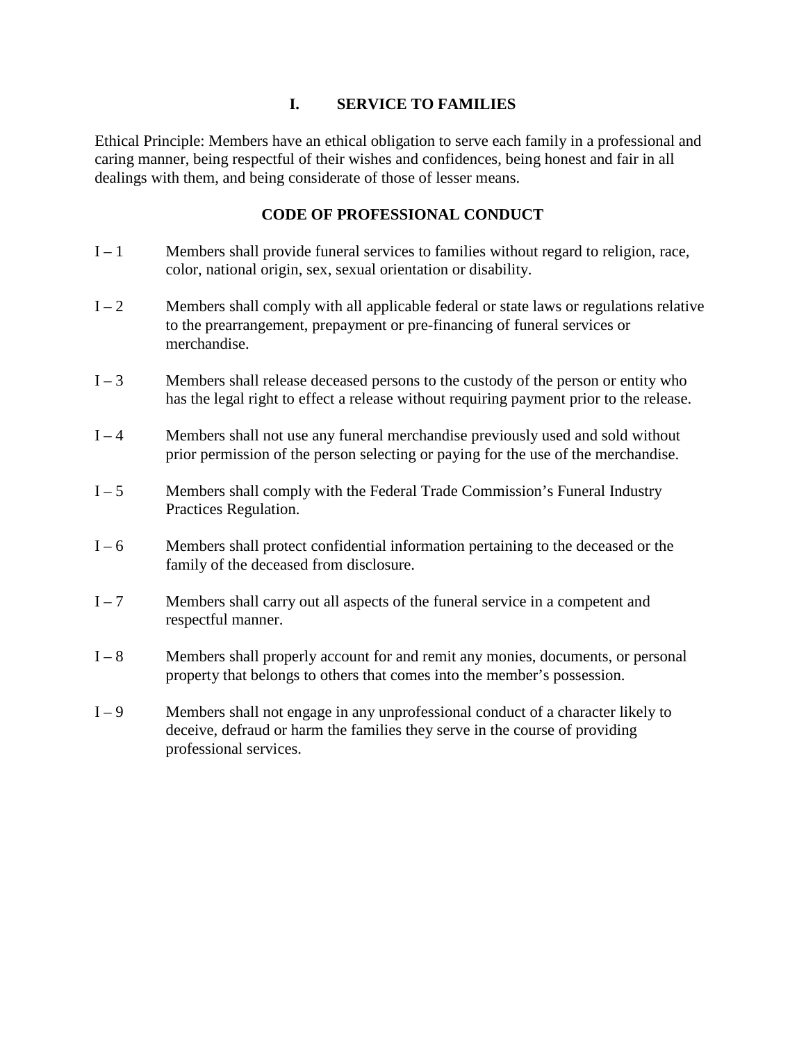# I. SERVICE TO FAMILIES

Ethical Principle: Members have an ethical obligation to serve each family in a professional and caring manner, being respectful of their wishes and confidences, being honest and fair in all dealings with them, and being considerate of those of lesser means.

## CODE OF PROFESSIONAL CONDUCT

I – 1 Members shall provide funeral services to families without regard to religion, race, color, national origin, sex, sexual orientation or disability.

I – 2 Members shall comply with all applicable federal or state laws or regulations relative to the prearrangement, prepayment or pre-financing of funeral services or merchandise.

I – 3 Members shall release deceased persons to the custody of the person or entity who has the legal right to effect a release without requiring payment prior to the release.

I – 4 Members shall not use any funeral merchandise previously used and sold without prior permission of the person selecting or paying for the use of the merchandise.

I – 5 Members shall comply with the Federal Trade Commission's Funeral Industry Practices Regulation.

I – 6 Members shall protect confidential information pertaining to the deceased or the family of the deceased from disclosure.

I – 7 Members shall carry out all aspects of the funeral service in a competent and respectful manner.

I – 8 Members shall properly account for and remit any monies, documents, or personal property that belongs to others that comes into the member's possession.

I – 9 Members shall not engage in any unprofessional conduct of a character likely to deceive, defraud or harm the families they serve in the course of providing professional services.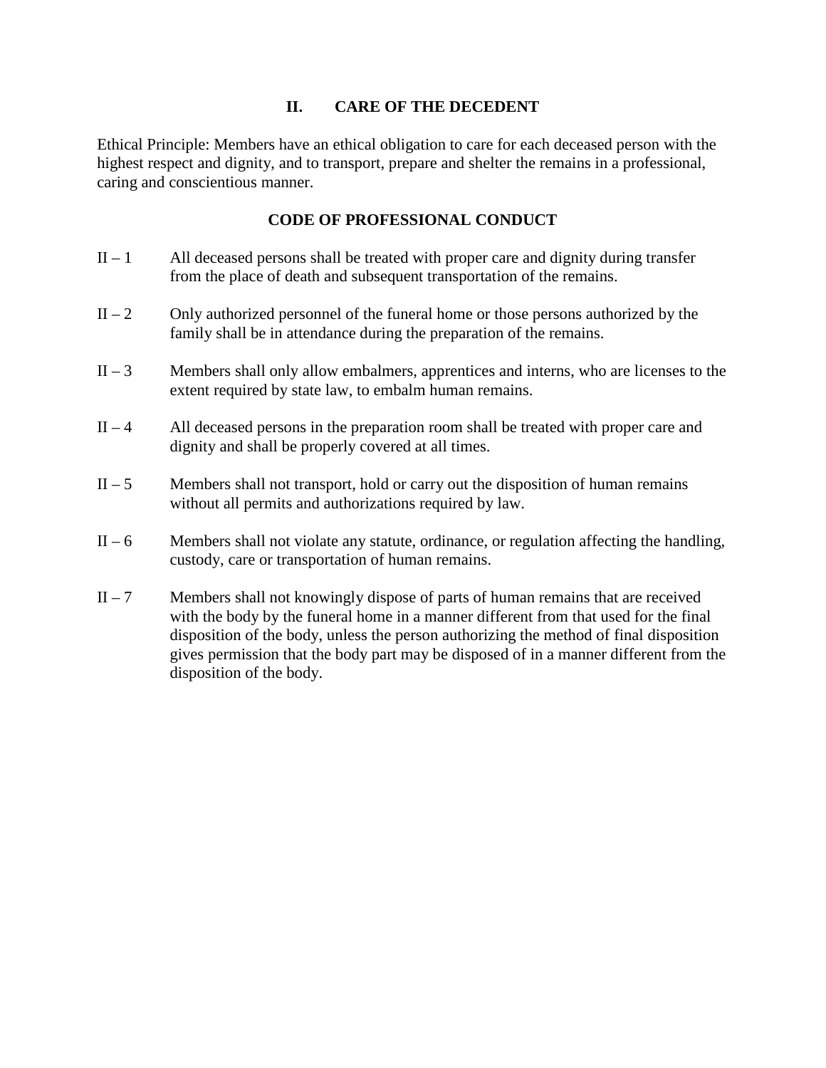## II. CARE OF THE DECEDENT

Ethical Principle: Members have an ethical obligation to care for each deceased person with the highest respect and dignity, and to transport, prepare and shelter the remains in a professional, caring and conscientious manner.

### CODE OF PROFESSIONAL CONDUCT

II – 1 All deceased persons shall be treated with proper care and dignity during transfer from the place of death and subsequent transportation of the remains.

II – 2 Only authorized personnel of the funeral home or those persons authorized by the family shall be in attendance during the preparation of the remains.

II – 3 Members shall only allow embalmers, apprentices and interns, who are licenses to the extent required by state law, to embalm human remains.

II – 4 All deceased persons in the preparation room shall be treated with proper care and dignity and shall be properly covered at all times.

II – 5 Members shall not transport, hold or carry out the disposition of human remains without all permits and authorizations required by law.

II – 6 Members shall not violate any statute, ordinance, or regulation affecting the handling, custody, care or transportation of human remains.

II – 7 Members shall not knowingly dispose of parts of human remains that are received with the body by the funeral home in a manner different from that used for the final disposition of the body, unless the person authorizing the method of final disposition gives permission that the body part may be disposed of in a manner different from the disposition of the body.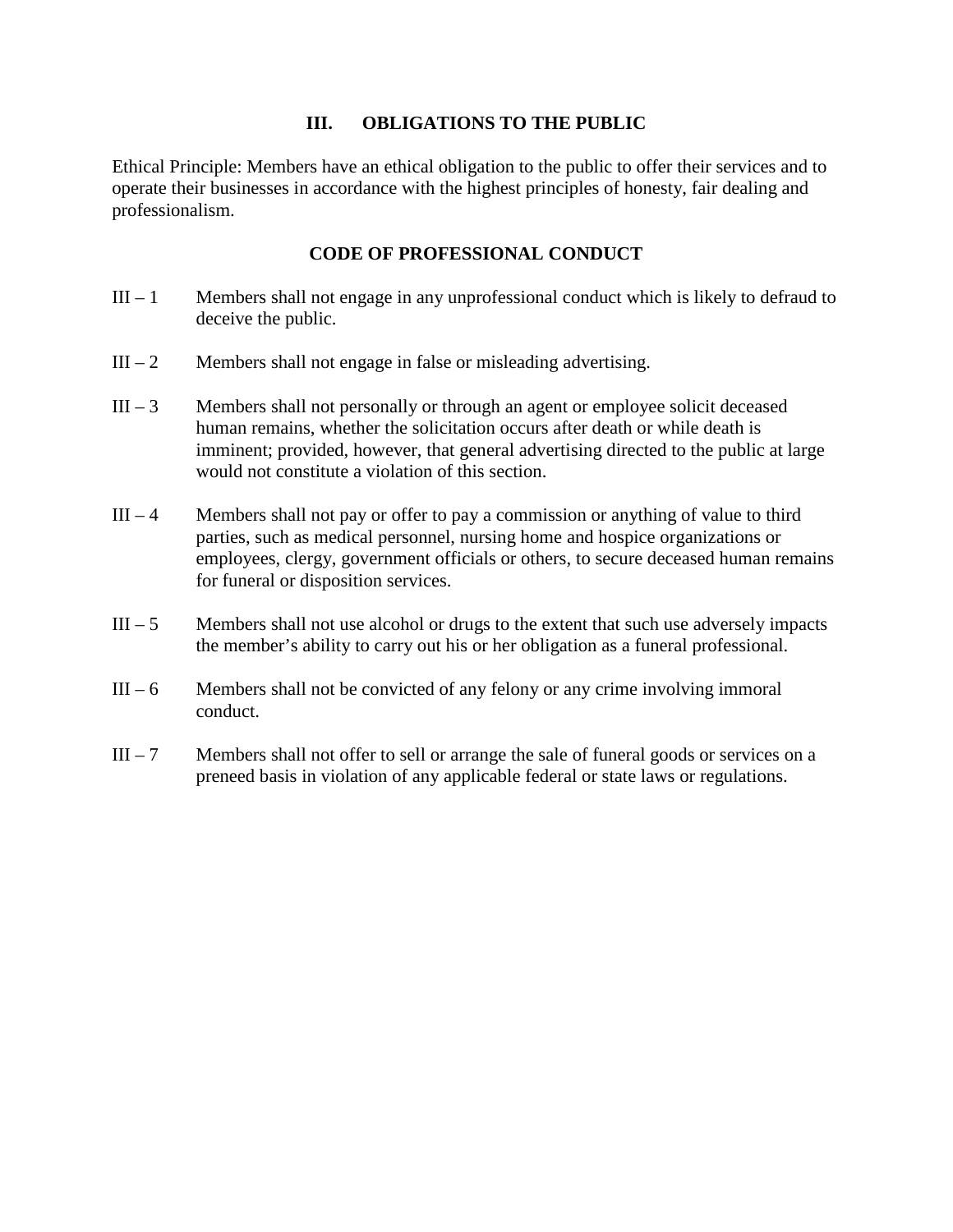## III. OBLIGATIONS TO THE PUBLIC

Ethical Principle: Members have an ethical obligation to the public to offer their services and to operate their businesses in accordance with the highest principles of honesty, fair dealing and professionalism.

### CODE OF PROFESSIONAL CONDUCT

III – 1 Members shall not engage in any unprofessional conduct which is likely to defraud to deceive the public.

III – 2 Members shall not engage in false or misleading advertising.

III – 3 Members shall not personally or through an agent or employee solicit deceased human remains, whether the solicitation occurs after death or while death is imminent; provided, however, that general advertising directed to the public at large would not constitute a violation of this section.

III – 4 Members shall not pay or offer to pay a commission or anything of value to third parties, such as medical personnel, nursing home and hospice organizations or employees, clergy, government officials or others, to secure deceased human remains for funeral or disposition services.

III – 5 Members shall not use alcohol or drugs to the extent that such use adversely impacts the member's ability to carry out his or her obligation as a funeral professional.

III – 6 Members shall not be convicted of any felony or any crime involving immoral conduct.

III – 7 Members shall not offer to sell or arrange the sale of funeral goods or services on a preneed basis in violation of any applicable federal or state laws or regulations.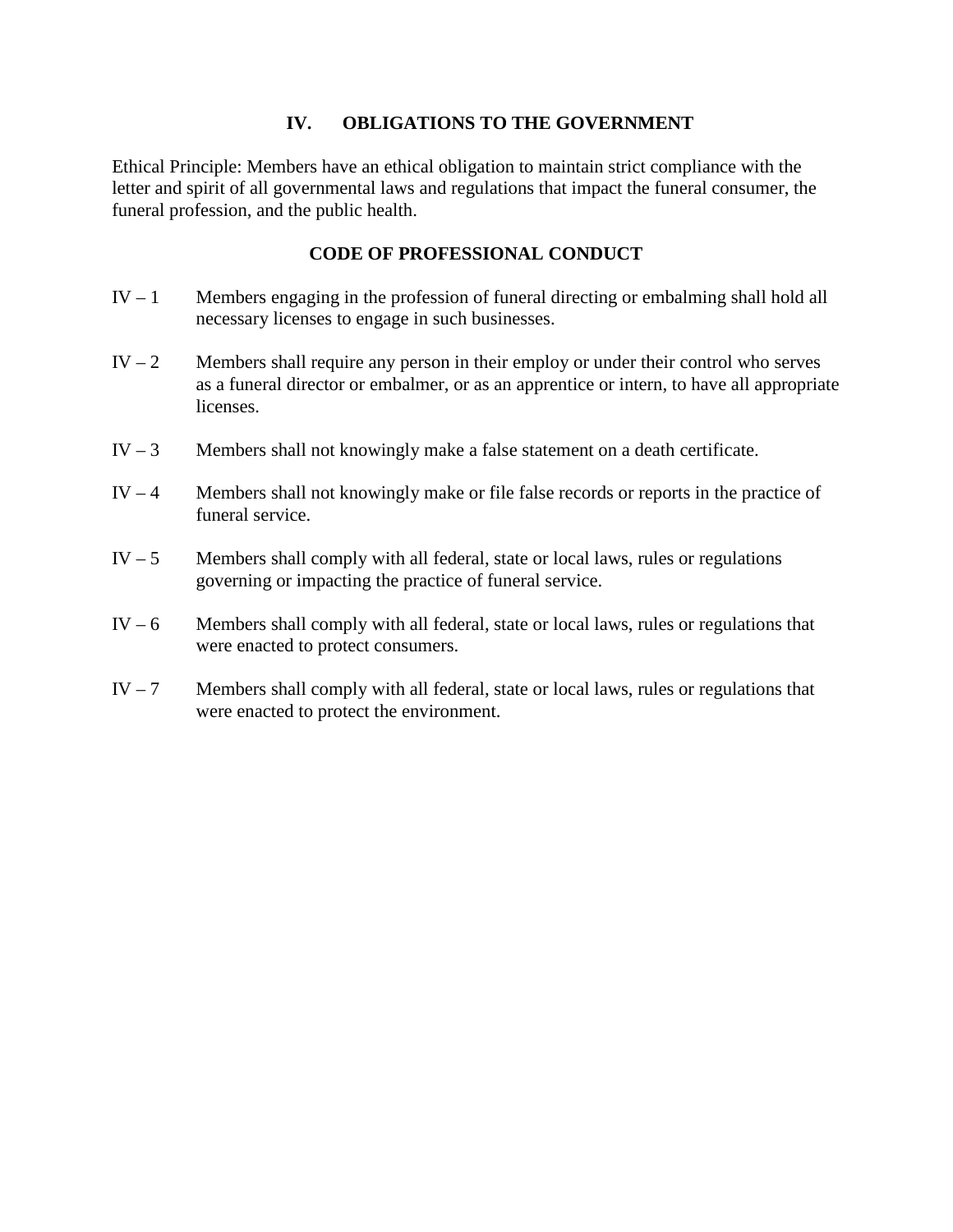## IV. OBLIGATIONS TO THE GOVERNMENT

Ethical Principle: Members have an ethical obligation to maintain strict compliance with the letter and spirit of all governmental laws and regulations that impact the funeral consumer, the funeral profession, and the public health.

### CODE OF PROFESSIONAL CONDUCT

IV – 1 Members engaging in the profession of funeral directing or embalming shall hold all necessary licenses to engage in such businesses.

IV – 2 Members shall require any person in their employ or under their control who serves as a funeral director or embalmer, or as an apprentice or intern, to have all appropriate licenses.

IV – 3 Members shall not knowingly make a false statement on a death certificate.

IV – 4 Members shall not knowingly make or file false records or reports in the practice of funeral service.

IV – 5 Members shall comply with all federal, state or local laws, rules or regulations governing or impacting the practice of funeral service.

IV – 6 Members shall comply with all federal, state or local laws, rules or regulations that were enacted to protect consumers.

IV – 7 Members shall comply with all federal, state or local laws, rules or regulations that were enacted to protect the environment.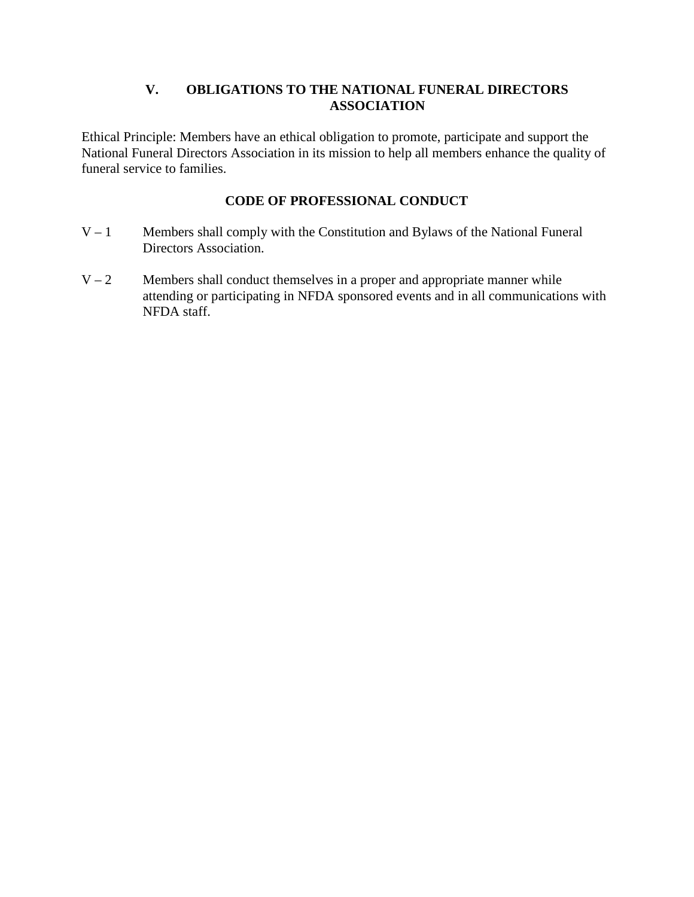## V. OBLIGATIONS TO THE NATIONAL FUNERAL DIRECTORS ASSOCIATION

Ethical Principle: Members have an ethical obligation to promote, participate and support the National Funeral Directors Association in its mission to help all members enhance the quality of funeral service to families.

### CODE OF PROFESSIONAL CONDUCT

V – 1 Members shall comply with the Constitution and Bylaws of the National Funeral Directors Association.

V – 2 Members shall conduct themselves in a proper and appropriate manner while attending or participating in NFDA sponsored events and in all communications with NFDA staff.